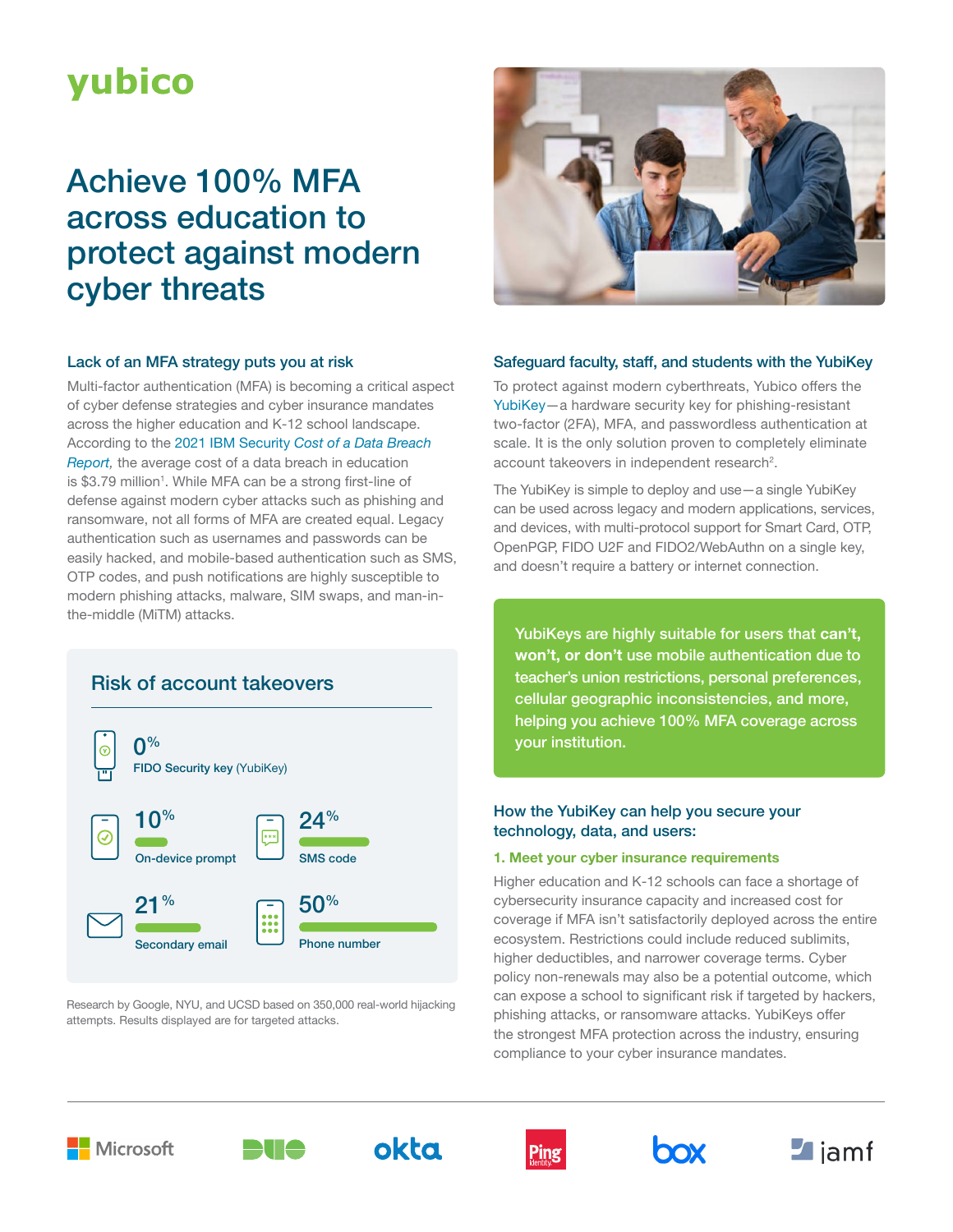yubico

# Achieve 100% MFA across education to protect against modern cyber threats

## Lack of an MFA strategy puts you at risk

Multi-factor authentication (MFA) is becoming a critical aspect of cyber defense strategies and cyber insurance mandates across the higher education and K-12 school landscape. According to the 2021 IBM Security *Cost of a Data Breach Report*, the average cost of a data breach in education is $3.79 million[1]. While MFA can be a strong first-line of defense against modern cyber attacks such as phishing and ransomware, not all forms of MFA are created equal. Legacy authentication such as usernames and passwords can be easily hacked, and mobile-based authentication such as SMS, OTP codes, and push notifications are highly susceptible to modern phishing attacks, malware, SIM swaps, and man-in-the-middle (MiTM) attacks.

### Risk of account takeovers

- 0% — FIDO Security key (YubiKey)
- 10% — On-device prompt
- 24% — SMS code
- 21% — Secondary email
- 50% — Phone number

Research by Google, NYU, and UCSD based on 350,000 real-world hijacking attempts. Results displayed are for targeted attacks.

## Safeguard faculty, staff, and students with the YubiKey

To protect against modern cyberthreats, Yubico offers the YubiKey—a hardware security key for phishing-resistant two-factor (2FA), MFA, and passwordless authentication at scale. It is the only solution proven to completely eliminate account takeovers in independent research[2].

The YubiKey is simple to deploy and use—a single YubiKey can be used across legacy and modern applications, services, and devices, with multi-protocol support for Smart Card, OTP, OpenPGP, FIDO U2F and FIDO2/WebAuthn on a single key, and doesn't require a battery or internet connection.

YubiKeys are highly suitable for users that **can't, won't, or don't** use mobile authentication due to teacher's union restrictions, personal preferences, cellular geographic inconsistencies, and more, helping you achieve 100% MFA coverage across your institution.

## How the YubiKey can help you secure your technology, data, and users:

### 1. Meet your cyber insurance requirements

Higher education and K-12 schools can face a shortage of cybersecurity insurance capacity and increased cost for coverage if MFA isn't satisfactorily deployed across the entire ecosystem. Restrictions could include reduced sublimits, higher deductibles, and narrower coverage terms. Cyber policy non-renewals may also be a potential outcome, which can expose a school to significant risk if targeted by hackers, phishing attacks, or ransomware attacks. YubiKeys offer the strongest MFA protection across the industry, ensuring compliance to your cyber insurance mandates.

Microsoft | DUO | okta | Ping Identity | box | jamf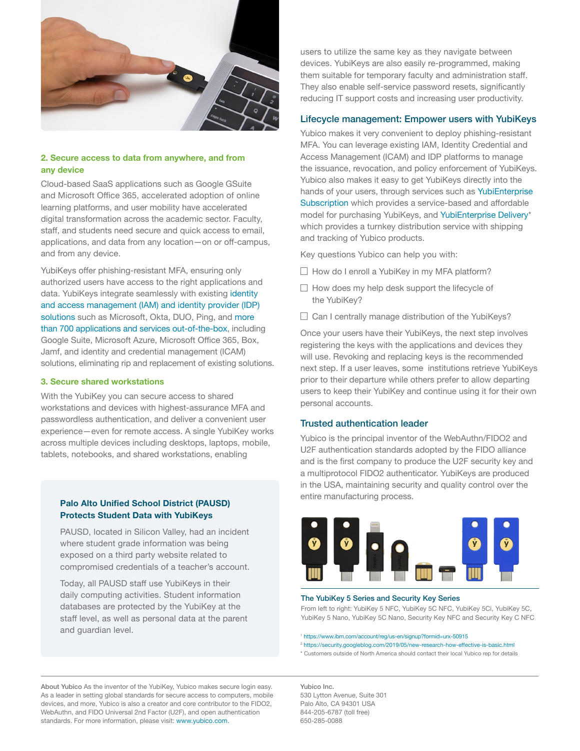### 2. Secure access to data from anywhere, and from any device

Cloud-based SaaS applications such as Google GSuite and Microsoft Office 365, accelerated adoption of online learning platforms, and user mobility have accelerated digital transformation across the academic sector. Faculty, staff, and students need secure and quick access to email, applications, and data from any location—on or off-campus, and from any device.

YubiKeys offer phishing-resistant MFA, ensuring only authorized users have access to the right applications and data. YubiKeys integrate seamlessly with existing identity and access management (IAM) and identity provider (IDP) solutions such as Microsoft, Okta, DUO, Ping, and more than 700 applications and services out-of-the-box, including Google Suite, Microsoft Azure, Microsoft Office 365, Box, Jamf, and identity and credential management (ICAM) solutions, eliminating rip and replacement of existing solutions.

### 3. Secure shared workstations

With the YubiKey you can secure access to shared workstations and devices with highest-assurance MFA and passwordless authentication, and deliver a convenient user experience—even for remote access. A single YubiKey works across multiple devices including desktops, laptops, mobile, tablets, notebooks, and shared workstations, enabling users to utilize the same key as they navigate between devices. YubiKeys are also easily re-programmed, making them suitable for temporary faculty and administration staff. They also enable self-service password resets, significantly reducing IT support costs and increasing user productivity.

**Palo Alto Unified School District (PAUSD) Protects Student Data with YubiKeys**

PAUSD, located in Silicon Valley, had an incident where student grade information was being exposed on a third party website related to compromised credentials of a teacher's account.

Today, all PAUSD staff use YubiKeys in their daily computing activities. Student information databases are protected by the YubiKey at the staff level, as well as personal data at the parent and guardian level.

## Lifecycle management: Empower users with YubiKeys

Yubico makes it very convenient to deploy phishing-resistant MFA. You can leverage existing IAM, Identity Credential and Access Management (ICAM) and IDP platforms to manage the issuance, revocation, and policy enforcement of YubiKeys. Yubico also makes it easy to get YubiKeys directly into the hands of your users, through services such as YubiEnterprise Subscription which provides a service-based and affordable model for purchasing YubiKeys, and YubiEnterprise Delivery* which provides a turnkey distribution service with shipping and tracking of Yubico products.

Key questions Yubico can help you with:

- ☐ How do I enroll a YubiKey in my MFA platform?
- ☐ How does my help desk support the lifecycle of the YubiKey?
- ☐ Can I centrally manage distribution of the YubiKeys?

Once your users have their YubiKeys, the next step involves registering the keys with the applications and devices they will use. Revoking and replacing keys is the recommended next step. If a user leaves, some institutions retrieve YubiKeys prior to their departure while others prefer to allow departing users to keep their YubiKey and continue using it for their own personal accounts.

## Trusted authentication leader

Yubico is the principal inventor of the WebAuthn/FIDO2 and U2F authentication standards adopted by the FIDO alliance and is the first company to produce the U2F security key and a multiprotocol FIDO2 authenticator. YubiKeys are produced in the USA, maintaining security and quality control over the entire manufacturing process.

**The YubiKey 5 Series and Security Key Series**

From left to right: YubiKey 5 NFC, YubiKey 5C NFC, YubiKey 5Ci, YubiKey 5C, YubiKey 5 Nano, YubiKey 5C Nano, Security Key NFC and Security Key C NFC

[1] https://www.ibm.com/account/reg/us-en/signup?formid=urx-50915
[2] https://security.googleblog.com/2019/05/new-research-how-effective-is-basic.html
* Customers outside of North America should contact their local Yubico rep for details

**About Yubico** As the inventor of the YubiKey, Yubico makes secure login easy. As a leader in setting global standards for secure access to computers, mobile devices, and more, Yubico is also a creator and core contributor to the FIDO2, WebAuthn, and FIDO Universal 2nd Factor (U2F), and open authentication standards. For more information, please visit: www.yubico.com.

**Yubico Inc.**
530 Lytton Avenue, Suite 301
Palo Alto, CA 94301 USA
844-205-6787 (toll free)
650-285-0088